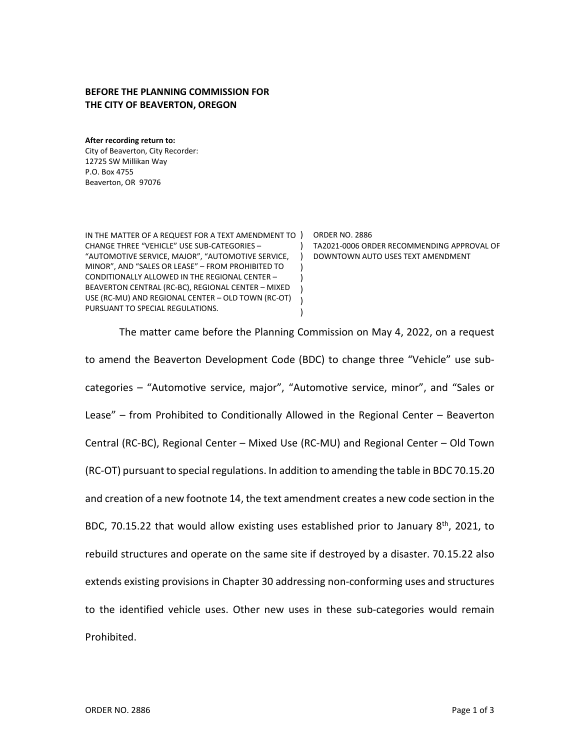**BEFORE THE PLANNING COMMISSION FOR**
**THE CITY OF BEAVERTON, OREGON**

**After recording return to:**
City of Beaverton, City Recorder:
12725 SW Millikan Way
P.O. Box 4755
Beaverton, OR 97076

| | |
|---|---|
| IN THE MATTER OF A REQUEST FOR A TEXT AMENDMENT TO CHANGE THREE "VEHICLE" USE SUB-CATEGORIES – "AUTOMOTIVE SERVICE, MAJOR", "AUTOMOTIVE SERVICE, MINOR", AND "SALES OR LEASE" – FROM PROHIBITED TO CONDITIONALLY ALLOWED IN THE REGIONAL CENTER – BEAVERTON CENTRAL (RC-BC), REGIONAL CENTER – MIXED USE (RC-MU) AND REGIONAL CENTER – OLD TOWN (RC-OT) PURSUANT TO SPECIAL REGULATIONS. | ORDER NO. 2886<br>TA2021-0006 ORDER RECOMMENDING APPROVAL OF DOWNTOWN AUTO USES TEXT AMENDMENT |

The matter came before the Planning Commission on May 4, 2022, on a request to amend the Beaverton Development Code (BDC) to change three "Vehicle" use sub-categories – "Automotive service, major", "Automotive service, minor", and "Sales or Lease" – from Prohibited to Conditionally Allowed in the Regional Center – Beaverton Central (RC-BC), Regional Center – Mixed Use (RC-MU) and Regional Center – Old Town (RC-OT) pursuant to special regulations. In addition to amending the table in BDC 70.15.20 and creation of a new footnote 14, the text amendment creates a new code section in the BDC, 70.15.22 that would allow existing uses established prior to January 8th, 2021, to rebuild structures and operate on the same site if destroyed by a disaster. 70.15.22 also extends existing provisions in Chapter 30 addressing non-conforming uses and structures to the identified vehicle uses. Other new uses in these sub-categories would remain Prohibited.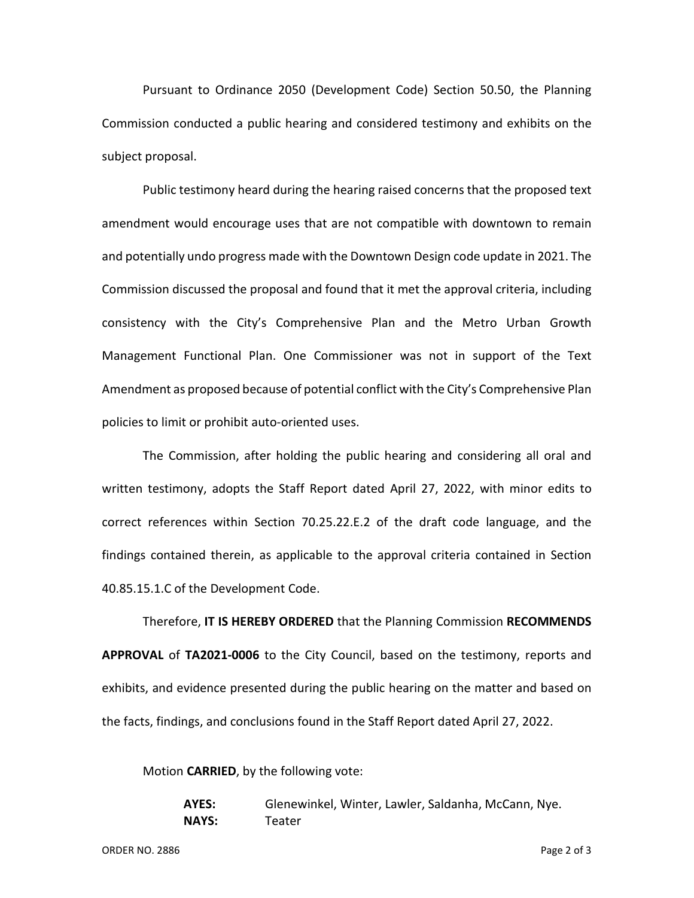Pursuant to Ordinance 2050 (Development Code) Section 50.50, the Planning Commission conducted a public hearing and considered testimony and exhibits on the subject proposal.

Public testimony heard during the hearing raised concerns that the proposed text amendment would encourage uses that are not compatible with downtown to remain and potentially undo progress made with the Downtown Design code update in 2021. The Commission discussed the proposal and found that it met the approval criteria, including consistency with the City's Comprehensive Plan and the Metro Urban Growth Management Functional Plan. One Commissioner was not in support of the Text Amendment as proposed because of potential conflict with the City's Comprehensive Plan policies to limit or prohibit auto-oriented uses.

The Commission, after holding the public hearing and considering all oral and written testimony, adopts the Staff Report dated April 27, 2022, with minor edits to correct references within Section 70.25.22.E.2 of the draft code language, and the findings contained therein, as applicable to the approval criteria contained in Section 40.85.15.1.C of the Development Code.

Therefore, **IT IS HEREBY ORDERED** that the Planning Commission **RECOMMENDS APPROVAL** of **TA2021-0006** to the City Council, based on the testimony, reports and exhibits, and evidence presented during the public hearing on the matter and based on the facts, findings, and conclusions found in the Staff Report dated April 27, 2022.

Motion **CARRIED**, by the following vote:

**AYES:** Glenewinkel, Winter, Lawler, Saldanha, McCann, Nye.
**NAYS:** Teater

ORDER NO. 2886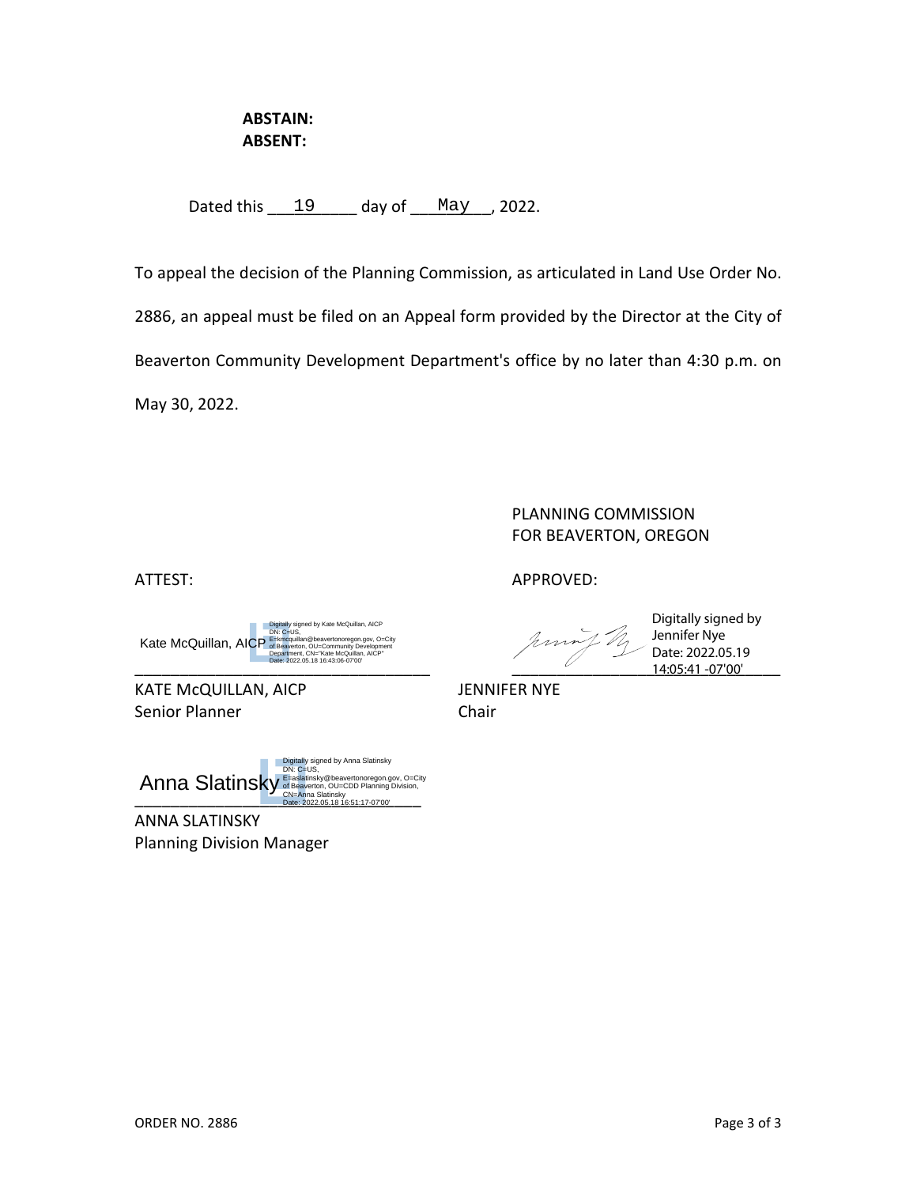**ABSTAIN:**
**ABSENT:**

Dated this ___19___ day of ___May___, 2022.

To appeal the decision of the Planning Commission, as articulated in Land Use Order No. 2886, an appeal must be filed on an Appeal form provided by the Director at the City of Beaverton Community Development Department's office by no later than 4:30 p.m. on May 30, 2022.

PLANNING COMMISSION
FOR BEAVERTON, OREGON

ATTEST:

Kate McQuillan, AICP
Digitally signed by Kate McQuillan, AICP
DN: C=US, E=kmcquillan@beavertonoregon.gov, O=City of Beaverton, OU=Community Development Department, CN="Kate McQuillan, AICP"
Date: 2022.05.18 16:43:06-07'00'

KATE McQUILLAN, AICP
Senior Planner

Anna Slatinsky
Digitally signed by Anna Slatinsky
DN: C=US, E=aslatinsky@beavertonoregon.gov, O=City of Beaverton, OU=CDD Planning Division, CN=Anna Slatinsky
Date: 2022.05.18 16:51:17-07'00'

ANNA SLATINSKY
Planning Division Manager

APPROVED:

Digitally signed by Jennifer Nye
Date: 2022.05.19 14:05:41 -07'00'

JENNIFER NYE
Chair